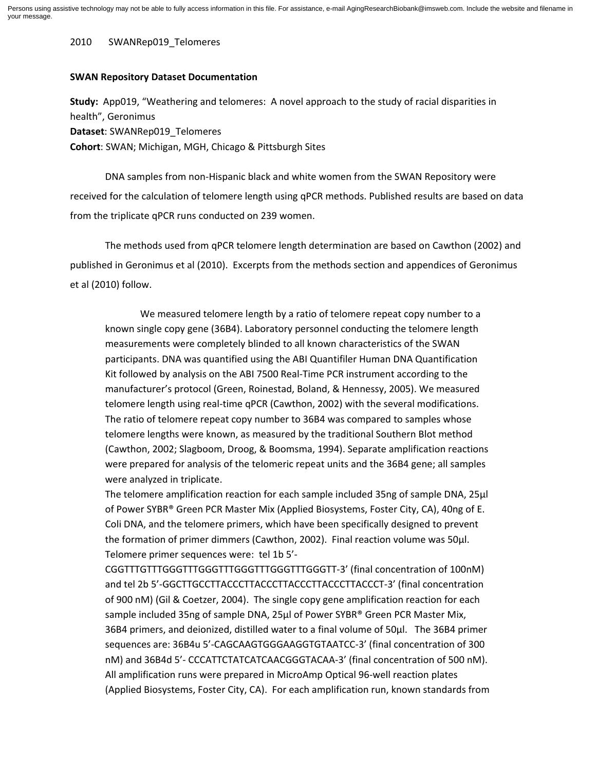Persons using assistive technology may not be able to fully access information in this file. For assistance, e-mail AgingResearchBiobank@imsweb.com. Include the website and filename in your message.

2010 SWANRep019_Telomeres

**SWAN Repository Dataset Documentation**

**Study:** App019, "Weathering and telomeres: A novel approach to the study of racial disparities in health", Geronimus
**Dataset**: SWANRep019_Telomeres
**Cohort**: SWAN; Michigan, MGH, Chicago & Pittsburgh Sites

DNA samples from non-Hispanic black and white women from the SWAN Repository were received for the calculation of telomere length using qPCR methods. Published results are based on data from the triplicate qPCR runs conducted on 239 women.

The methods used from qPCR telomere length determination are based on Cawthon (2002) and published in Geronimus et al (2010). Excerpts from the methods section and appendices of Geronimus et al (2010) follow.

> We measured telomere length by a ratio of telomere repeat copy number to a known single copy gene (36B4). Laboratory personnel conducting the telomere length measurements were completely blinded to all known characteristics of the SWAN participants. DNA was quantified using the ABI Quantifiler Human DNA Quantification Kit followed by analysis on the ABI 7500 Real-Time PCR instrument according to the manufacturer's protocol (Green, Roinestad, Boland, & Hennessy, 2005). We measured telomere length using real-time qPCR (Cawthon, 2002) with the several modifications. The ratio of telomere repeat copy number to 36B4 was compared to samples whose telomere lengths were known, as measured by the traditional Southern Blot method (Cawthon, 2002; Slagboom, Droog, & Boomsma, 1994). Separate amplification reactions were prepared for analysis of the telomeric repeat units and the 36B4 gene; all samples were analyzed in triplicate.
>
> The telomere amplification reaction for each sample included 35ng of sample DNA, 25µl of Power SYBR® Green PCR Master Mix (Applied Biosystems, Foster City, CA), 40ng of E. Coli DNA, and the telomere primers, which have been specifically designed to prevent the formation of primer dimmers (Cawthon, 2002). Final reaction volume was 50µl. Telomere primer sequences were: tel 1b 5'-CGGTTTGTTTGGGTTTGGGTTTGGGTTTGGGTTTGGGTT-3' (final concentration of 100nM) and tel 2b 5'-GGCTTGCCTTACCCTTACCCTTACCCTTACCCTTACCCT-3' (final concentration of 900 nM) (Gil & Coetzer, 2004). The single copy gene amplification reaction for each sample included 35ng of sample DNA, 25µl of Power SYBR® Green PCR Master Mix, 36B4 primers, and deionized, distilled water to a final volume of 50µl. The 36B4 primer sequences are: 36B4u 5'-CAGCAAGTGGGAAGGTGTAATCC-3' (final concentration of 300 nM) and 36B4d 5'- CCCATTCTATCATCAACGGGTACAA-3' (final concentration of 500 nM). All amplification runs were prepared in MicroAmp Optical 96-well reaction plates (Applied Biosystems, Foster City, CA). For each amplification run, known standards from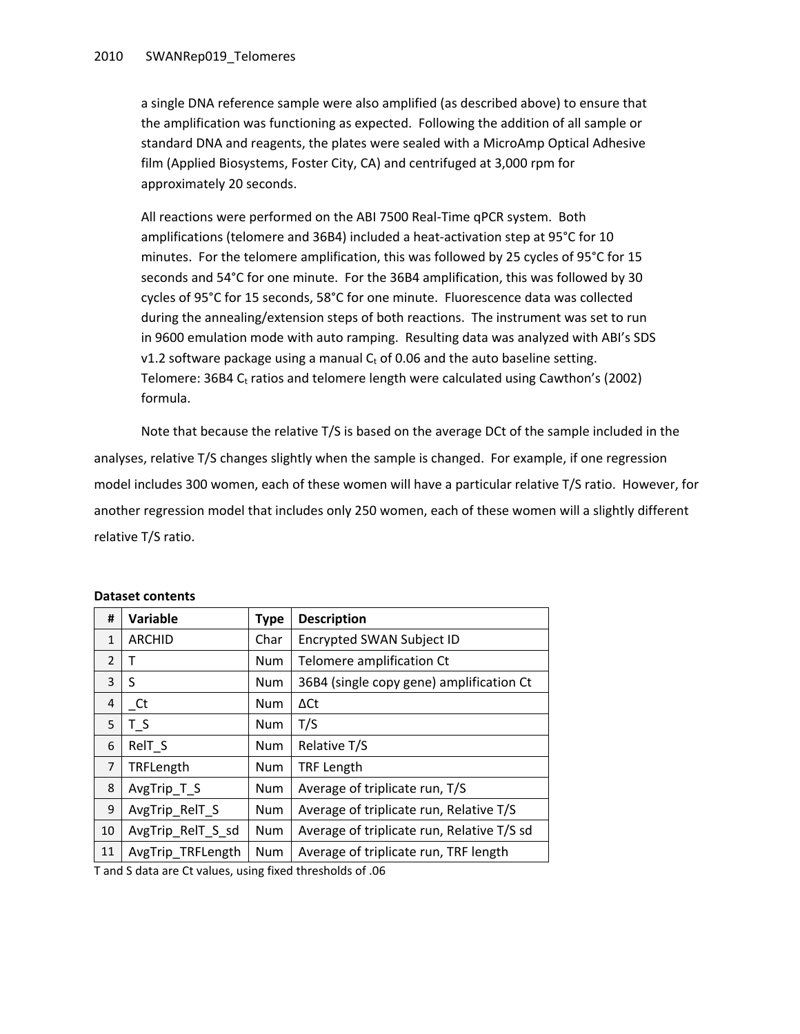a single DNA reference sample were also amplified (as described above) to ensure that the amplification was functioning as expected. Following the addition of all sample or standard DNA and reagents, the plates were sealed with a MicroAmp Optical Adhesive film (Applied Biosystems, Foster City, CA) and centrifuged at 3,000 rpm for approximately 20 seconds.

All reactions were performed on the ABI 7500 Real-Time qPCR system. Both amplifications (telomere and 36B4) included a heat-activation step at 95°C for 10 minutes. For the telomere amplification, this was followed by 25 cycles of 95°C for 15 seconds and 54°C for one minute. For the 36B4 amplification, this was followed by 30 cycles of 95°C for 15 seconds, 58°C for one minute. Fluorescence data was collected during the annealing/extension steps of both reactions. The instrument was set to run in 9600 emulation mode with auto ramping. Resulting data was analyzed with ABI's SDS v1.2 software package using a manual $C_t$ of 0.06 and the auto baseline setting. Telomere: 36B4 $C_t$ ratios and telomere length were calculated using Cawthon's (2002) formula.

Note that because the relative T/S is based on the average DCt of the sample included in the analyses, relative T/S changes slightly when the sample is changed. For example, if one regression model includes 300 women, each of these women will have a particular relative T/S ratio. However, for another regression model that includes only 250 women, each of these women will a slightly different relative T/S ratio.

**Dataset contents**

| # | Variable | Type | Description |
|---|---|---|---|
| 1 | ARCHID | Char | Encrypted SWAN Subject ID |
| 2 | T | Num | Telomere amplification Ct |
| 3 | S | Num | 36B4 (single copy gene) amplification Ct |
| 4 | _Ct | Num | ΔCt |
| 5 | T_S | Num | T/S |
| 6 | RelT_S | Num | Relative T/S |
| 7 | TRFLength | Num | TRF Length |
| 8 | AvgTrip_T_S | Num | Average of triplicate run, T/S |
| 9 | AvgTrip_RelT_S | Num | Average of triplicate run, Relative T/S |
| 10 | AvgTrip_RelT_S_sd | Num | Average of triplicate run, Relative T/S sd |
| 11 | AvgTrip_TRFLength | Num | Average of triplicate run, TRF length |

T and S data are Ct values, using fixed thresholds of .06